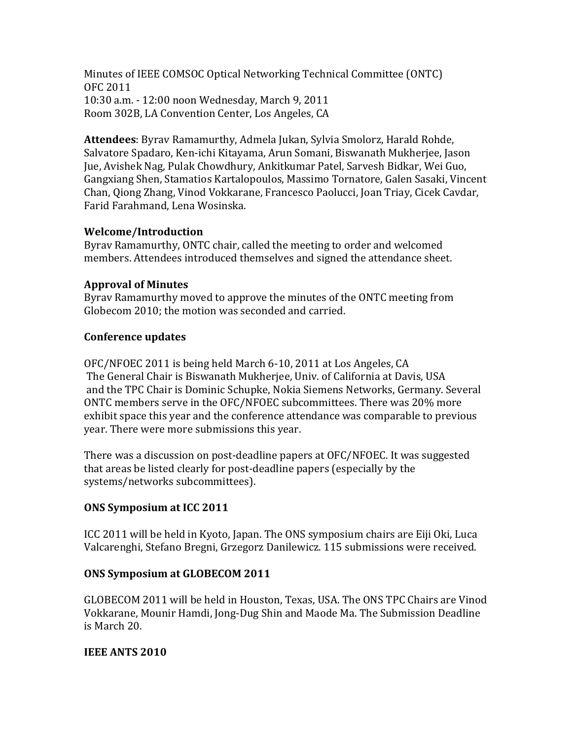Minutes of IEEE COMSOC Optical Networking Technical Committee (ONTC)
OFC 2011
10:30 a.m. - 12:00 noon Wednesday, March 9, 2011
Room 302B, LA Convention Center, Los Angeles, CA

**Attendees**: Byrav Ramamurthy, Admela Jukan, Sylvia Smolorz, Harald Rohde, Salvatore Spadaro, Ken-ichi Kitayama, Arun Somani, Biswanath Mukherjee, Jason Jue, Avishek Nag, Pulak Chowdhury, Ankitkumar Patel, Sarvesh Bidkar, Wei Guo, Gangxiang Shen, Stamatios Kartalopoulos, Massimo Tornatore, Galen Sasaki, Vincent Chan, Qiong Zhang, Vinod Vokkarane, Francesco Paolucci, Joan Triay, Cicek Cavdar, Farid Farahmand, Lena Wosinska.

**Welcome/Introduction**

Byrav Ramamurthy, ONTC chair, called the meeting to order and welcomed members. Attendees introduced themselves and signed the attendance sheet.

**Approval of Minutes**

Byrav Ramamurthy moved to approve the minutes of the ONTC meeting from Globecom 2010; the motion was seconded and carried.

**Conference updates**

OFC/NFOEC 2011 is being held March 6-10, 2011 at Los Angeles, CA
The General Chair is Biswanath Mukherjee, Univ. of California at Davis, USA and the TPC Chair is Dominic Schupke, Nokia Siemens Networks, Germany. Several ONTC members serve in the OFC/NFOEC subcommittees. There was 20% more exhibit space this year and the conference attendance was comparable to previous year. There were more submissions this year.

There was a discussion on post-deadline papers at OFC/NFOEC. It was suggested that areas be listed clearly for post-deadline papers (especially by the systems/networks subcommittees).

**ONS Symposium at ICC 2011**

ICC 2011 will be held in Kyoto, Japan. The ONS symposium chairs are Eiji Oki, Luca Valcarenghi, Stefano Bregni, Grzegorz Danilewicz. 115 submissions were received.

**ONS Symposium at GLOBECOM 2011**

GLOBECOM 2011 will be held in Houston, Texas, USA. The ONS TPC Chairs are Vinod Vokkarane, Mounir Hamdi, Jong-Dug Shin and Maode Ma. The Submission Deadline is March 20.

**IEEE ANTS 2010**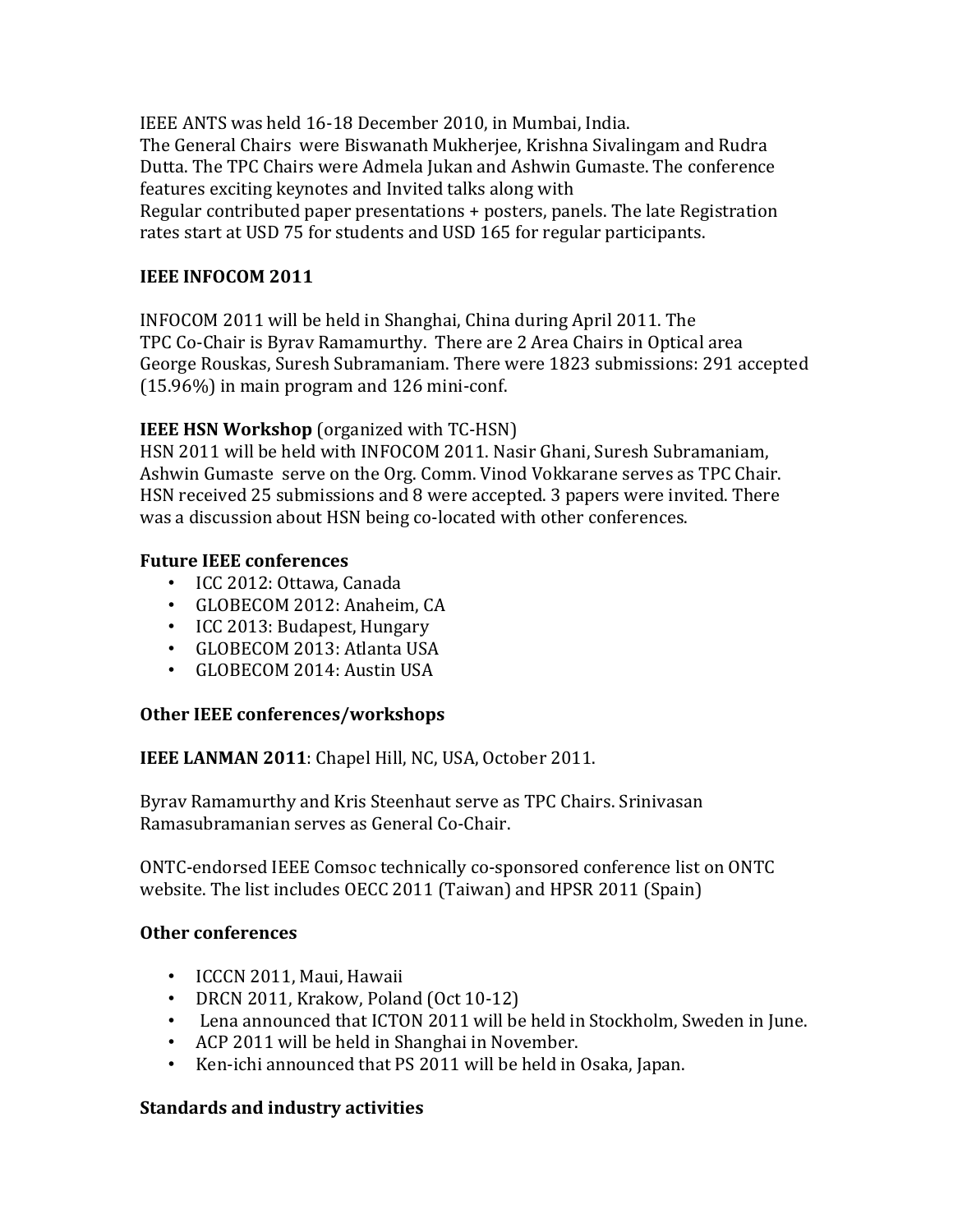IEEE ANTS was held 16-18 December 2010, in Mumbai, India.
The General Chairs were Biswanath Mukherjee, Krishna Sivalingam and Rudra Dutta. The TPC Chairs were Admela Jukan and Ashwin Gumaste. The conference features exciting keynotes and Invited talks along with
Regular contributed paper presentations + posters, panels. The late Registration rates start at USD 75 for students and USD 165 for regular participants.

**IEEE INFOCOM 2011**

INFOCOM 2011 will be held in Shanghai, China during April 2011. The TPC Co-Chair is Byrav Ramamurthy. There are 2 Area Chairs in Optical area George Rouskas, Suresh Subramaniam. There were 1823 submissions: 291 accepted (15.96%) in main program and 126 mini-conf.

**IEEE HSN Workshop** (organized with TC-HSN)
HSN 2011 will be held with INFOCOM 2011. Nasir Ghani, Suresh Subramaniam, Ashwin Gumaste serve on the Org. Comm. Vinod Vokkarane serves as TPC Chair. HSN received 25 submissions and 8 were accepted. 3 papers were invited. There was a discussion about HSN being co-located with other conferences.

**Future IEEE conferences**

- ICC 2012: Ottawa, Canada
- GLOBECOM 2012: Anaheim, CA
- ICC 2013: Budapest, Hungary
- GLOBECOM 2013: Atlanta USA
- GLOBECOM 2014: Austin USA

**Other IEEE conferences/workshops**

**IEEE LANMAN 2011**: Chapel Hill, NC, USA, October 2011.

Byrav Ramamurthy and Kris Steenhaut serve as TPC Chairs. Srinivasan Ramasubramanian serves as General Co-Chair.

ONTC-endorsed IEEE Comsoc technically co-sponsored conference list on ONTC website. The list includes OECC 2011 (Taiwan) and HPSR 2011 (Spain)

**Other conferences**

- ICCCN 2011, Maui, Hawaii
- DRCN 2011, Krakow, Poland (Oct 10-12)
- Lena announced that ICTON 2011 will be held in Stockholm, Sweden in June.
- ACP 2011 will be held in Shanghai in November.
- Ken-ichi announced that PS 2011 will be held in Osaka, Japan.

**Standards and industry activities**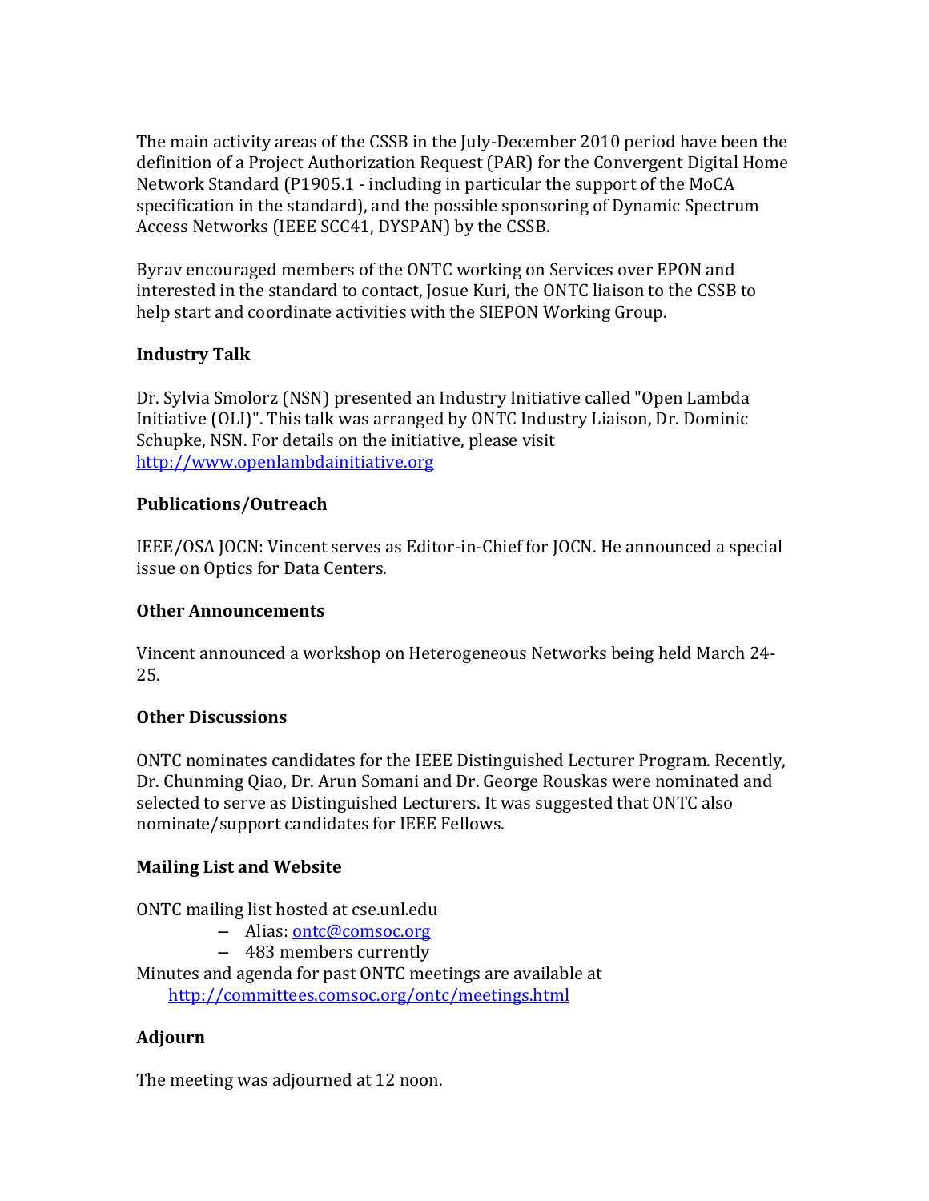The main activity areas of the CSSB in the July-December 2010 period have been the definition of a Project Authorization Request (PAR) for the Convergent Digital Home Network Standard (P1905.1 - including in particular the support of the MoCA specification in the standard), and the possible sponsoring of Dynamic Spectrum Access Networks (IEEE SCC41, DYSPAN) by the CSSB.

Byrav encouraged members of the ONTC working on Services over EPON and interested in the standard to contact, Josue Kuri, the ONTC liaison to the CSSB to help start and coordinate activities with the SIEPON Working Group.

### Industry Talk

Dr. Sylvia Smolorz (NSN) presented an Industry Initiative called "Open Lambda Initiative (OLI)". This talk was arranged by ONTC Industry Liaison, Dr. Dominic Schupke, NSN. For details on the initiative, please visit http://www.openlambdainitiative.org

### Publications/Outreach

IEEE/OSA JOCN: Vincent serves as Editor-in-Chief for JOCN. He announced a special issue on Optics for Data Centers.

### Other Announcements

Vincent announced a workshop on Heterogeneous Networks being held March 24-25.

### Other Discussions

ONTC nominates candidates for the IEEE Distinguished Lecturer Program. Recently, Dr. Chunming Qiao, Dr. Arun Somani and Dr. George Rouskas were nominated and selected to serve as Distinguished Lecturers. It was suggested that ONTC also nominate/support candidates for IEEE Fellows.

### Mailing List and Website

ONTC mailing list hosted at cse.unl.edu

- Alias: ontc@comsoc.org
- 483 members currently

Minutes and agenda for past ONTC meetings are available at
http://committees.comsoc.org/ontc/meetings.html

### Adjourn

The meeting was adjourned at 12 noon.